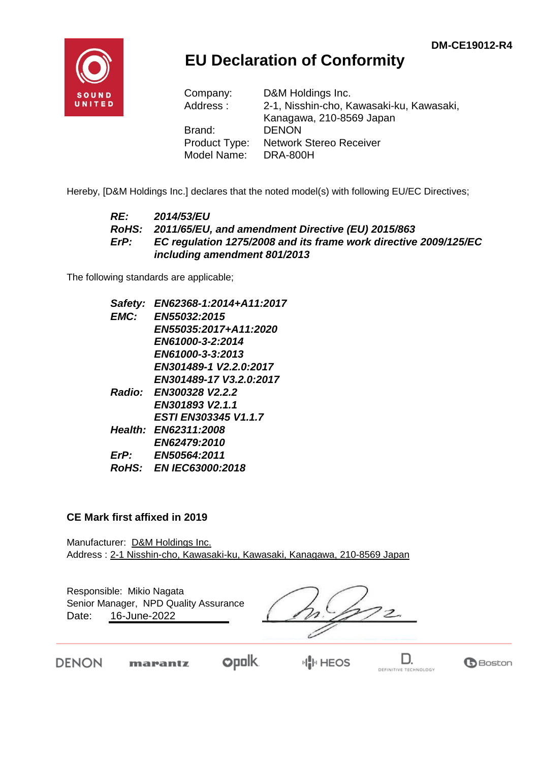DM-CE19012-R4

# EU Declaration of Conformity

| | |
|---|---|
| Company: | D&M Holdings Inc. |
| Address : | 2-1, Nisshin-cho, Kawasaki-ku, Kawasaki, Kanagawa, 210-8569 Japan |
| Brand: | DENON |
| Product Type: | Network Stereo Receiver |
| Model Name: | DRA-800H |

Hereby, [D&M Holdings Inc.] declares that the noted model(s) with following EU/EC Directives;

***RE:*** ***2014/53/EU***
***RoHS:*** ***2011/65/EU, and amendment Directive (EU) 2015/863***
***ErP:*** ***EC regulation 1275/2008 and its frame work directive 2009/125/EC including amendment 801/2013***

The following standards are applicable;

***Safety:*** ***EN62368-1:2014+A11:2017***
***EMC:*** ***EN55032:2015***
***EN55035:2017+A11:2020***
***EN61000-3-2:2014***
***EN61000-3-3:2013***
***EN301489-1 V2.2.0:2017***
***EN301489-17 V3.2.0:2017***
***Radio:*** ***EN300328 V2.2.2***
***EN301893 V2.1.1***
***ESTI EN303345 V1.1.7***
***Health:*** ***EN62311:2008***
***EN62479:2010***
***ErP:*** ***EN50564:2011***
***RoHS:*** ***EN IEC63000:2018***

**CE Mark first affixed in 2019**

Manufacturer: D&M Holdings Inc.
Address : 2-1 Nisshin-cho, Kawasaki-ku, Kawasaki, Kanagawa, 210-8569 Japan

Responsible: Mikio Nagata
Senior Manager, NPD Quality Assurance
Date: 16-June-2022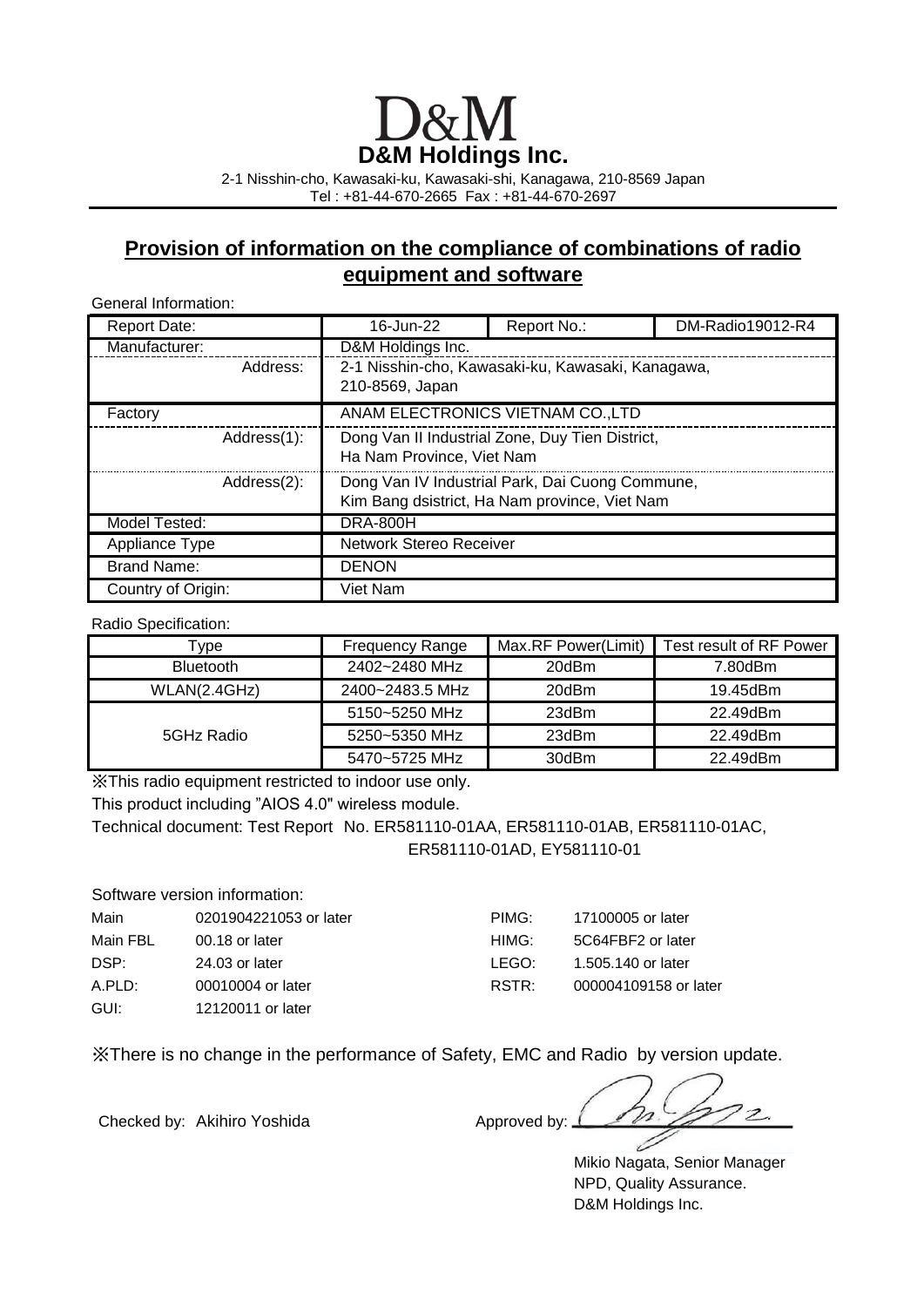# D&M

**D&M Holdings Inc.**

2-1 Nisshin-cho, Kawasaki-ku, Kawasaki-shi, Kanagawa, 210-8569 Japan
Tel : +81-44-670-2665 Fax : +81-44-670-2697

## Provision of information on the compliance of combinations of radio equipment and software

General Information:

| | | | |
|---|---|---|---|
| Report Date: | 16-Jun-22 | Report No.: | DM-Radio19012-R4 |
| Manufacturer: | D&M Holdings Inc. | | |
| Address: | 2-1 Nisshin-cho, Kawasaki-ku, Kawasaki-shi, Kanagawa, 210-8569, Japan | | |
| Factory | ANAM ELECTRONICS VIETNAM CO.,LTD | | |
| Address(1): | Dong Van II Industrial Zone, Duy Tien District, Ha Nam Province, Viet Nam | | |
| Address(2): | Dong Van IV Industrial Park, Dai Cuong Commune, Kim Bang dsistrict, Ha Nam province, Viet Nam | | |
| Model Tested: | DRA-800H | | |
| Appliance Type | Network Stereo Receiver | | |
| Brand Name: | DENON | | |
| Country of Origin: | Viet Nam | | |

Radio Specification:

| Type | Frequency Range | Max.RF Power(Limit) | Test result of RF Power |
|---|---|---|---|
| Bluetooth | 2402~2480 MHz | 20dBm | 7.80dBm |
| WLAN(2.4GHz) | 2400~2483.5 MHz | 20dBm | 19.45dBm |
| 5GHz Radio | 5150~5250 MHz | 23dBm | 22.49dBm |
| | 5250~5350 MHz | 23dBm | 22.49dBm |
| | 5470~5725 MHz | 30dBm | 22.49dBm |

※This radio equipment restricted to indoor use only.

This product including "AIOS 4.0" wireless module.

Technical document: Test Report No. ER581110-01AA, ER581110-01AB, ER581110-01AC, ER581110-01AD, EY581110-01

Software version information:

| | | | |
|---|---|---|---|
| Main | 0201904221053 or later | PIMG: | 17100005 or later |
| Main FBL | 00.18 or later | HIMG: | 5C64FBF2 or later |
| DSP: | 24.03 or later | LEGO: | 1.505.140 or later |
| A.PLD: | 00010004 or later | RSTR: | 000004109158 or later |
| GUI: | 12120011 or later | | |

※There is no change in the performance of Safety, EMC and Radio by version update.

Checked by: Akihiro Yoshida

Approved by:

Mikio Nagata, Senior Manager
NPD, Quality Assurance.
D&M Holdings Inc.